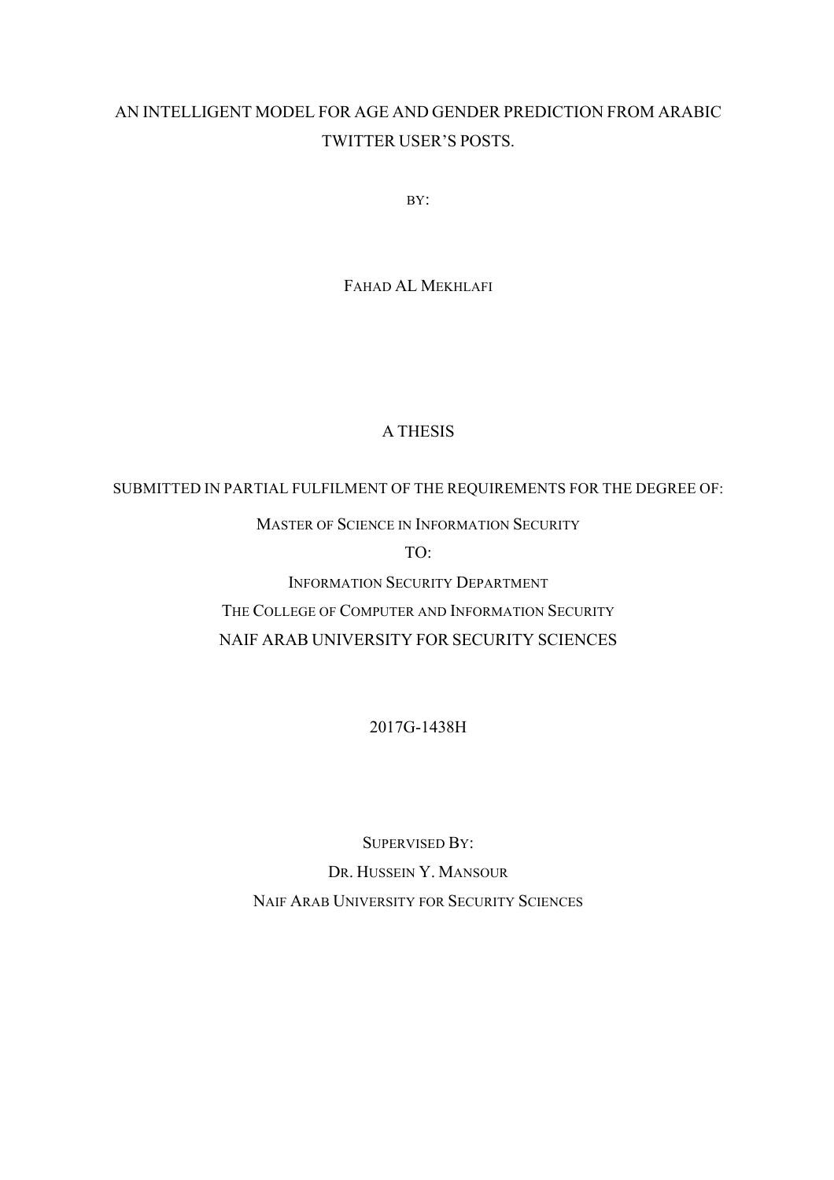# AN INTELLIGENT MODEL FOR AGE AND GENDER PREDICTION FROM ARABIC TWITTER USER'S POSTS.

BY:

FAHAD AL MEKHLAFI

A THESIS

SUBMITTED IN PARTIAL FULFILMENT OF THE REQUIREMENTS FOR THE DEGREE OF:

MASTER OF SCIENCE IN INFORMATION SECURITY

TO:

INFORMATION SECURITY DEPARTMENT

THE COLLEGE OF COMPUTER AND INFORMATION SECURITY

NAIF ARAB UNIVERSITY FOR SECURITY SCIENCES

2017G-1438H

SUPERVISED BY:

DR. HUSSEIN Y. MANSOUR

NAIF ARAB UNIVERSITY FOR SECURITY SCIENCES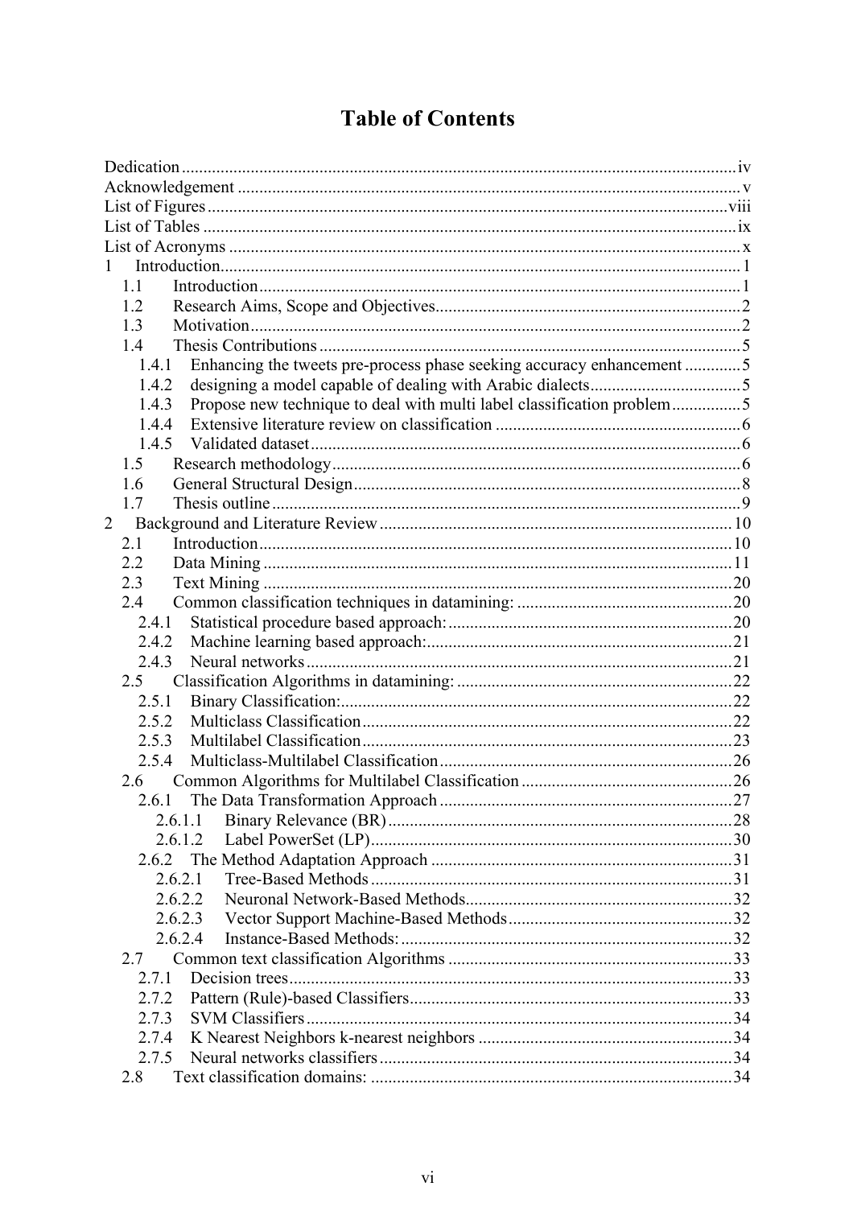# Table of Contents

Dedication ............ iv
Acknowledgement ............ v
List of Figures ............ viii
List of Tables ............ ix
List of Acronyms ............ x
1 Introduction ............ 1
  1.1 Introduction ............ 1
  1.2 Research Aims, Scope and Objectives ............ 2
  1.3 Motivation ............ 2
  1.4 Thesis Contributions ............ 5
    1.4.1 Enhancing the tweets pre-process phase seeking accuracy enhancement ............ 5
    1.4.2 designing a model capable of dealing with Arabic dialects ............ 5
    1.4.3 Propose new technique to deal with multi label classification problem ............ 5
    1.4.4 Extensive literature review on classification ............ 6
    1.4.5 Validated dataset ............ 6
  1.5 Research methodology ............ 6
  1.6 General Structural Design ............ 8
  1.7 Thesis outline ............ 9
2 Background and Literature Review ............ 10
  2.1 Introduction ............ 10
  2.2 Data Mining ............ 11
  2.3 Text Mining ............ 20
  2.4 Common classification techniques in datamining: ............ 20
    2.4.1 Statistical procedure based approach: ............ 20
    2.4.2 Machine learning based approach: ............ 21
    2.4.3 Neural networks ............ 21
  2.5 Classification Algorithms in datamining: ............ 22
    2.5.1 Binary Classification: ............ 22
    2.5.2 Multiclass Classification ............ 22
    2.5.3 Multilabel Classification ............ 23
    2.5.4 Multiclass-Multilabel Classification ............ 26
  2.6 Common Algorithms for Multilabel Classification ............ 26
    2.6.1 The Data Transformation Approach ............ 27
      2.6.1.1 Binary Relevance (BR) ............ 28
      2.6.1.2 Label PowerSet (LP) ............ 30
    2.6.2 The Method Adaptation Approach ............ 31
      2.6.2.1 Tree-Based Methods ............ 31
      2.6.2.2 Neuronal Network-Based Methods ............ 32
      2.6.2.3 Vector Support Machine-Based Methods ............ 32
      2.6.2.4 Instance-Based Methods: ............ 32
  2.7 Common text classification Algorithms ............ 33
    2.7.1 Decision trees ............ 33
    2.7.2 Pattern (Rule)-based Classifiers ............ 33
    2.7.3 SVM Classifiers ............ 34
    2.7.4 K Nearest Neighbors k-nearest neighbors ............ 34
    2.7.5 Neural networks classifiers ............ 34
  2.8 Text classification domains: ............ 34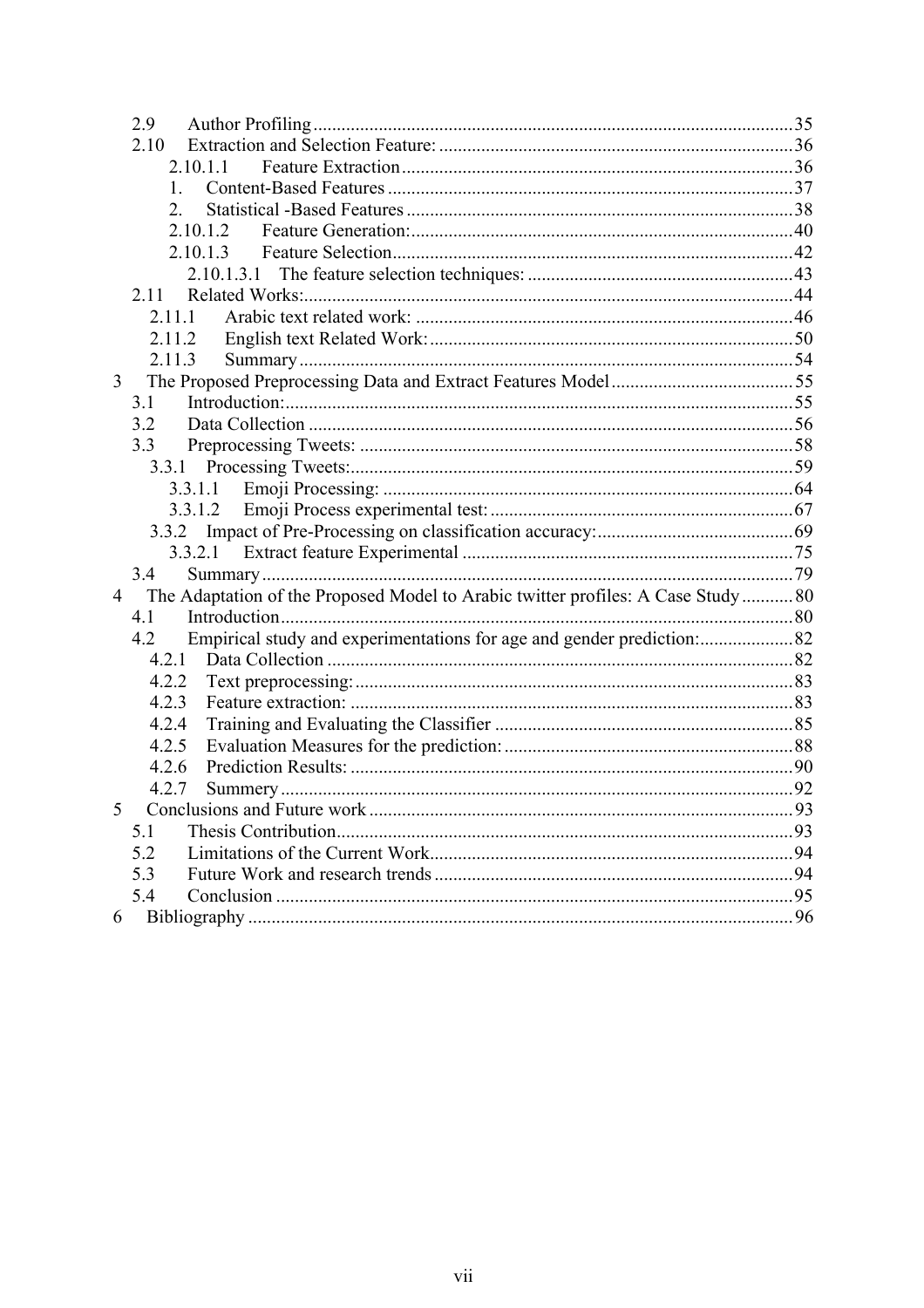- 2.9 Author Profiling ........................................ 35
- 2.10 Extraction and Selection Feature: ........................................ 36
  - 2.10.1.1 Feature Extraction ........................................ 36
    1. Content-Based Features ........................................ 37
    2. Statistical -Based Features ........................................ 38
  - 2.10.1.2 Feature Generation: ........................................ 40
  - 2.10.1.3 Feature Selection ........................................ 42
    - 2.10.1.3.1 The feature selection techniques: ........................................ 43
- 2.11 Related Works: ........................................ 44
  - 2.11.1 Arabic text related work: ........................................ 46
  - 2.11.2 English text Related Work: ........................................ 50
  - 2.11.3 Summary ........................................ 54

3 The Proposed Preprocessing Data and Extract Features Model ........................................ 55
- 3.1 Introduction: ........................................ 55
- 3.2 Data Collection ........................................ 56
- 3.3 Preprocessing Tweets: ........................................ 58
  - 3.3.1 Processing Tweets: ........................................ 59
    - 3.3.1.1 Emoji Processing: ........................................ 64
    - 3.3.1.2 Emoji Process experimental test: ........................................ 67
  - 3.3.2 Impact of Pre-Processing on classification accuracy: ........................................ 69
    - 3.3.2.1 Extract feature Experimental ........................................ 75
- 3.4 Summary ........................................ 79

4 The Adaptation of the Proposed Model to Arabic twitter profiles: A Case Study ........................................ 80
- 4.1 Introduction ........................................ 80
- 4.2 Empirical study and experimentations for age and gender prediction: ........................................ 82
  - 4.2.1 Data Collection ........................................ 82
  - 4.2.2 Text preprocessing: ........................................ 83
  - 4.2.3 Feature extraction: ........................................ 83
  - 4.2.4 Training and Evaluating the Classifier ........................................ 85
  - 4.2.5 Evaluation Measures for the prediction: ........................................ 88
  - 4.2.6 Prediction Results: ........................................ 90
  - 4.2.7 Summery ........................................ 92

5 Conclusions and Future work ........................................ 93
- 5.1 Thesis Contribution ........................................ 93
- 5.2 Limitations of the Current Work ........................................ 94
- 5.3 Future Work and research trends ........................................ 94
- 5.4 Conclusion ........................................ 95

6 Bibliography ........................................ 96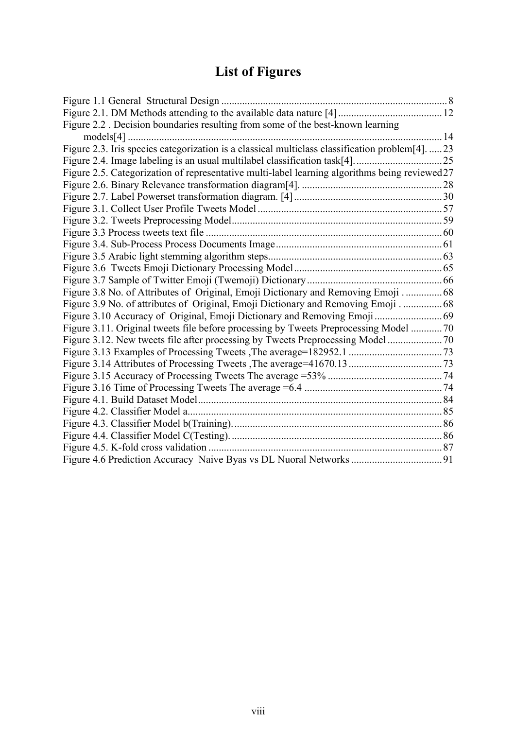# List of Figures

Figure 1.1 General Structural Design ........................................................................................ 8
Figure 2.1. DM Methods attending to the available data nature [4] ......................................... 12
Figure 2.2 . Decision boundaries resulting from some of the best-known learning models[4] ........................................................................................................................... 14
Figure 2.3. Iris species categorization is a classical multiclass classification problem[4]. ...... 23
Figure 2.4. Image labeling is an usual multilabel classification task[4]. ................................. 25
Figure 2.5. Categorization of representative multi-label learning algorithms being reviewed 27
Figure 2.6. Binary Relevance transformation diagram[4]. ...................................................... 28
Figure 2.7. Label Powerset transformation diagram. [4] ......................................................... 30
Figure 3.1. Collect User Profile Tweets Model ....................................................................... 57
Figure 3.2. Tweets Preprocessing Model................................................................................. 59
Figure 3.3 Process tweets text file ........................................................................................... 60
Figure 3.4. Sub-Process Process Documents Image................................................................ 61
Figure 3.5 Arabic light stemming algorithm steps................................................................... 63
Figure 3.6 Tweets Emoji Dictionary Processing Model.......................................................... 65
Figure 3.7 Sample of Twitter Emoji (Twemoji) Dictionary.................................................... 66
Figure 3.8 No. of Attributes of Original, Emoji Dictionary and Removing Emoji . .............. 68
Figure 3.9 No. of attributes of Original, Emoji Dictionary and Removing Emoji . ............... 68
Figure 3.10 Accuracy of Original, Emoji Dictionary and Removing Emoji .......................... 69
Figure 3.11. Original tweets file before processing by Tweets Preprocessing Model ............ 70
Figure 3.12. New tweets file after processing by Tweets Preprocessing Model ..................... 70
Figure 3.13 Examples of Processing Tweets ,The average=182952.1 .................................... 73
Figure 3.14 Attributes of Processing Tweets ,The average=41670.13 .................................... 73
Figure 3.15 Accuracy of Processing Tweets The average =53% ............................................ 74
Figure 3.16 Time of Processing Tweets The average =6.4 ..................................................... 74
Figure 4.1. Build Dataset Model.............................................................................................. 84
Figure 4.2. Classifier Model a.................................................................................................. 85
Figure 4.3. Classifier Model b(Training)................................................................................. 86
Figure 4.4. Classifier Model C(Testing)................................................................................... 86
Figure 4.5. K-fold cross validation .......................................................................................... 87
Figure 4.6 Prediction Accuracy Naive Byas vs DL Nuoral Networks ................................... 91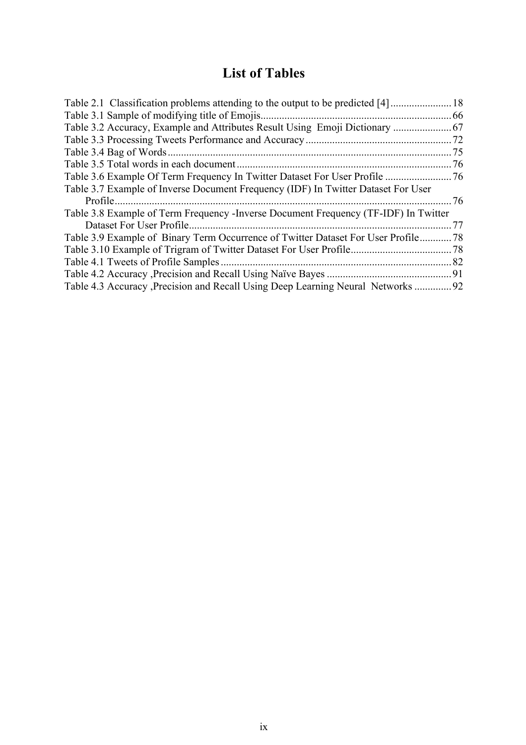# List of Tables

Table 2.1 Classification problems attending to the output to be predicted [4] ....................... 18
Table 3.1 Sample of modifying title of Emojis ....................................................................... 66
Table 3.2 Accuracy, Example and Attributes Result Using Emoji Dictionary ...................... 67
Table 3.3 Processing Tweets Performance and Accuracy ...................................................... 72
Table 3.4 Bag of Words .......................................................................................................... 75
Table 3.5 Total words in each document ................................................................................ 76
Table 3.6 Example Of Term Frequency In Twitter Dataset For User Profile ......................... 76
Table 3.7 Example of Inverse Document Frequency (IDF) In Twitter Dataset For User Profile ..... 76
Table 3.8 Example of Term Frequency -Inverse Document Frequency (TF-IDF) In Twitter Dataset For User Profile ..... 77
Table 3.9 Example of Binary Term Occurrence of Twitter Dataset For User Profile ............ 78
Table 3.10 Example of Trigram of Twitter Dataset For User Profile ...................................... 78
Table 4.1 Tweets of Profile Samples ...................................................................................... 82
Table 4.2 Accuracy ,Precision and Recall Using Naïve Bayes .............................................. 91
Table 4.3 Accuracy ,Precision and Recall Using Deep Learning Neural Networks ............. 92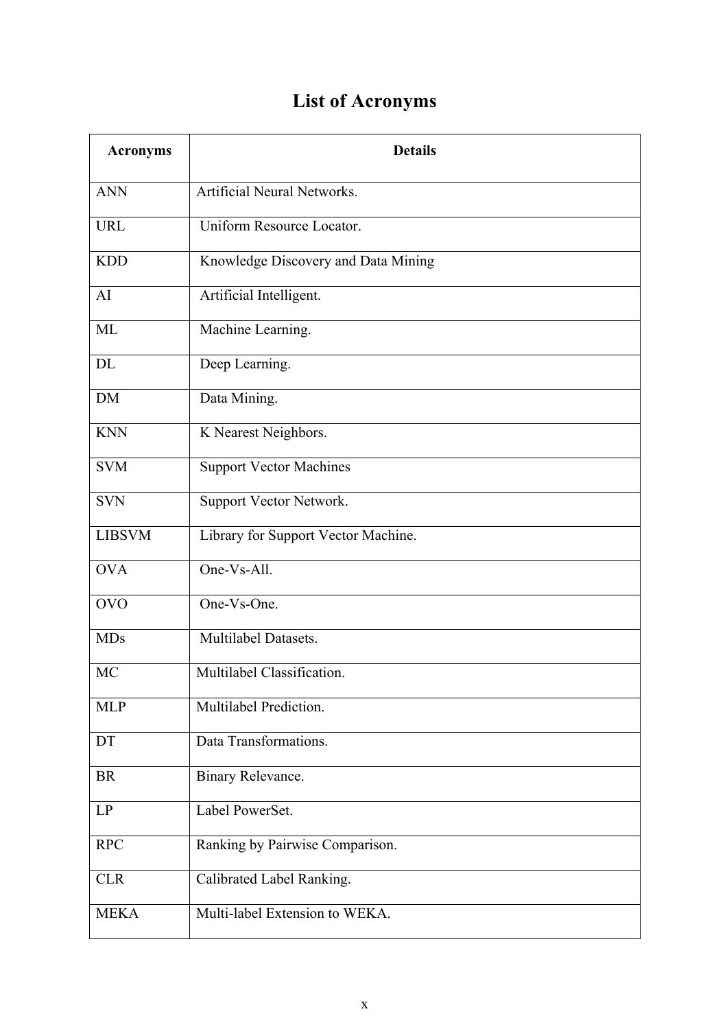# List of Acronyms

| Acronyms | Details |
|---|---|
| ANN | Artificial Neural Networks. |
| URL | Uniform Resource Locator. |
| KDD | Knowledge Discovery and Data Mining |
| AI | Artificial Intelligent. |
| ML | Machine Learning. |
| DL | Deep Learning. |
| DM | Data Mining. |
| KNN | K Nearest Neighbors. |
| SVM | Support Vector Machines |
| SVN | Support Vector Network. |
| LIBSVM | Library for Support Vector Machine. |
| OVA | One-Vs-All. |
| OVO | One-Vs-One. |
| MDs | Multilabel Datasets. |
| MC | Multilabel Classification. |
| MLP | Multilabel Prediction. |
| DT | Data Transformations. |
| BR | Binary Relevance. |
| LP | Label PowerSet. |
| RPC | Ranking by Pairwise Comparison. |
| CLR | Calibrated Label Ranking. |
| MEKA | Multi-label Extension to WEKA. |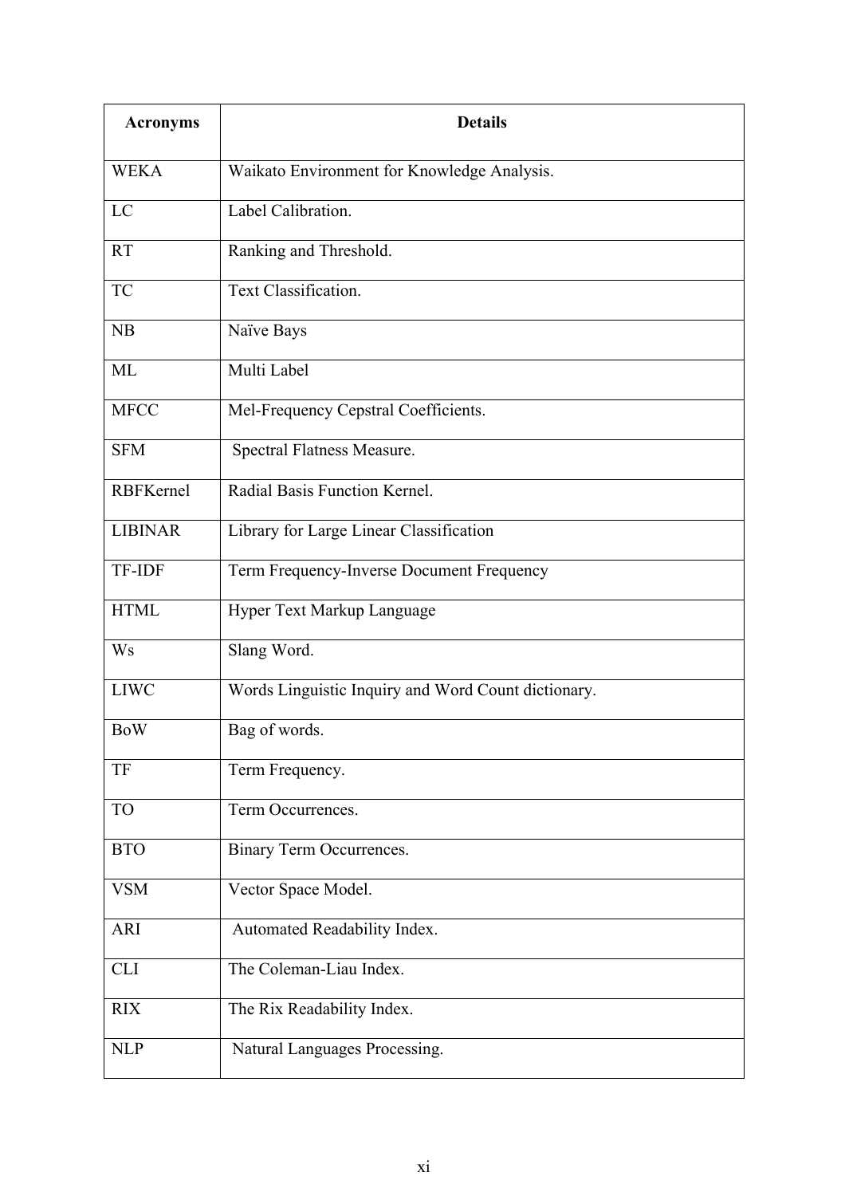| Acronyms | Details |
|---|---|
| WEKA | Waikato Environment for Knowledge Analysis. |
| LC | Label Calibration. |
| RT | Ranking and Threshold. |
| TC | Text Classification. |
| NB | Naïve Bays |
| ML | Multi Label |
| MFCC | Mel-Frequency Cepstral Coefficients. |
| SFM | Spectral Flatness Measure. |
| RBFKernel | Radial Basis Function Kernel. |
| LIBINAR | Library for Large Linear Classification |
| TF-IDF | Term Frequency-Inverse Document Frequency |
| HTML | Hyper Text Markup Language |
| Ws | Slang Word. |
| LIWC | Words Linguistic Inquiry and Word Count dictionary. |
| BoW | Bag of words. |
| TF | Term Frequency. |
| TO | Term Occurrences. |
| BTO | Binary Term Occurrences. |
| VSM | Vector Space Model. |
| ARI | Automated Readability Index. |
| CLI | The Coleman-Liau Index. |
| RIX | The Rix Readability Index. |
| NLP | Natural Languages Processing. |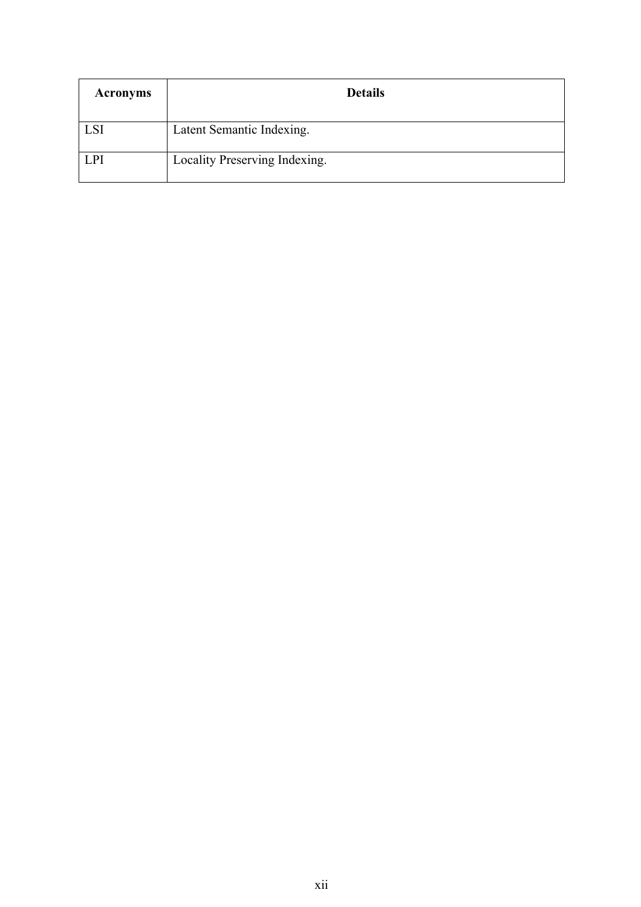| Acronyms | Details |
|---|---|
| LSI | Latent Semantic Indexing. |
| LPI | Locality Preserving Indexing. |